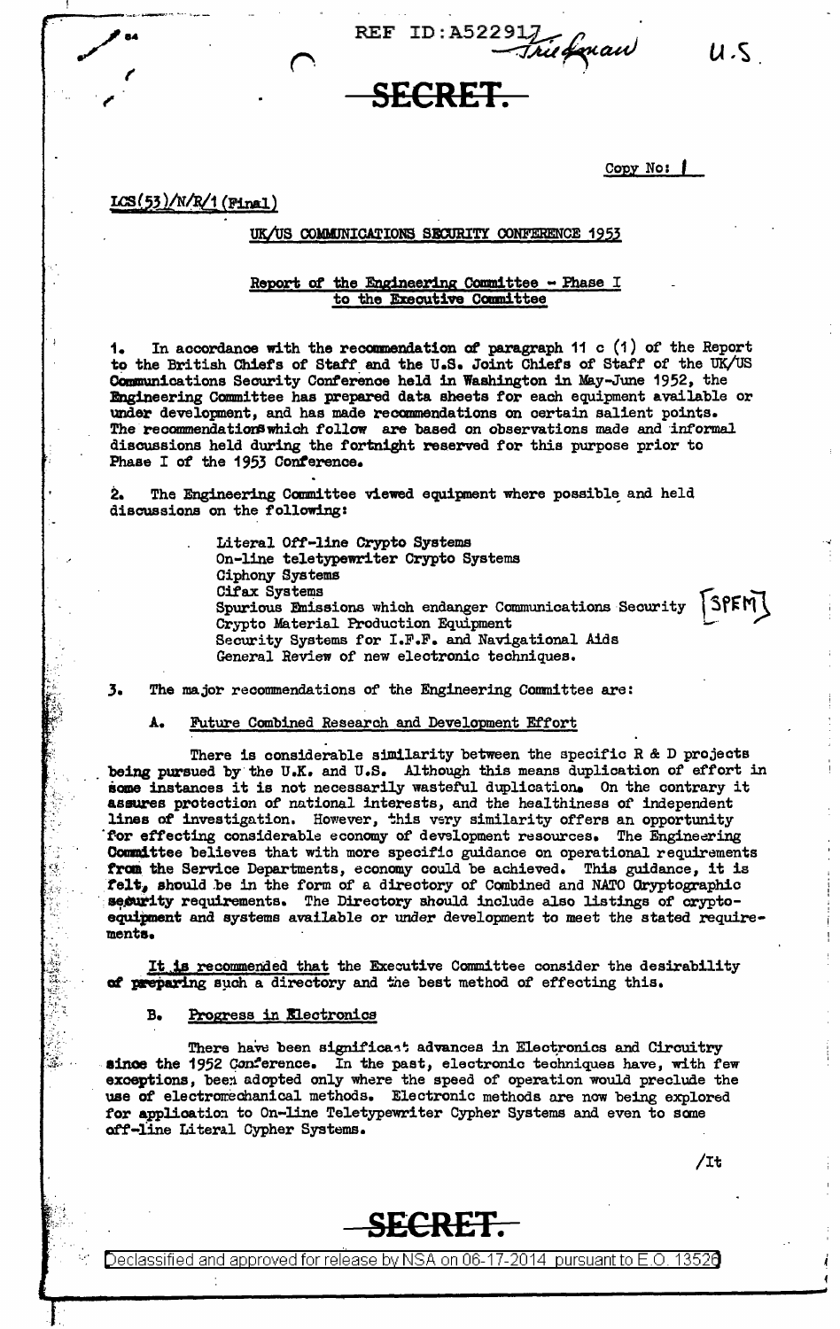REF ID:A522917 Friedman U.S.

**SECRET**

Copy No: 1

LCS(53)/N/R/1 (Final)

## UK/US COMMUNICATIONS SECURITY CONFERENCE 1953

### Report of the Engineering Committee - Phase I to the Executive Committee

1. In accordance with the recommendation of paragraph 11 c (1) of the Report to the British Chiefs of Staff and the U.S. Joint Chiefs of Staff of the UK/US Communications Security Conference held in Washington in May-June 1952, the Engineering Committee has prepared data sheets for each equipment available or under development, and has made recommendations on certain salient points. The recommendations which follow are based on observations made and informal discussions held during the fortnight reserved for this purpose prior to Phase I of the 1953 Conference.

2. The Engineering Committee viewed equipment where possible and held discussions on the following:

- Literal Off-line Crypto Systems
- On-line teletypewriter Crypto Systems
- Ciphony Systems
- Cifax Systems
- Spurious Emissions which endanger Communications Security [SPEM]
- Crypto Material Production Equipment
- Security Systems for I.F.F. and Navigational Aids
- General Review of new electronic techniques.

3. The major recommendations of the Engineering Committee are:

A. Future Combined Research and Development Effort

There is considerable similarity between the specific R & D projects being pursued by the U.K. and U.S. Although this means duplication of effort in some instances it is not necessarily wasteful duplication. On the contrary it assures protection of national interests, and the healthiness of independent lines of investigation. However, this very similarity offers an opportunity for effecting considerable economy of development resources. The Engineering Committee believes that with more specific guidance on operational requirements from the Service Departments, economy could be achieved. This guidance, it is felt, should be in the form of a directory of Combined and NATO Cryptographic security requirements. The Directory should include also listings of crypto-equipment and systems available or under development to meet the stated requirements.

It is recommended that the Executive Committee consider the desirability of preparing such a directory and the best method of effecting this.

B. Progress in Electronics

There have been significant advances in Electronics and Circuitry since the 1952 Conference. In the past, electronic techniques have, with few exceptions, been adopted only where the speed of operation would preclude the use of electromechanical methods. Electronic methods are now being explored for application to On-line Teletypewriter Cypher Systems and even to some off-line Literal Cypher Systems.

/It

**SECRET**

Declassified and approved for release by NSA on 06-17-2014 pursuant to E.O. 13526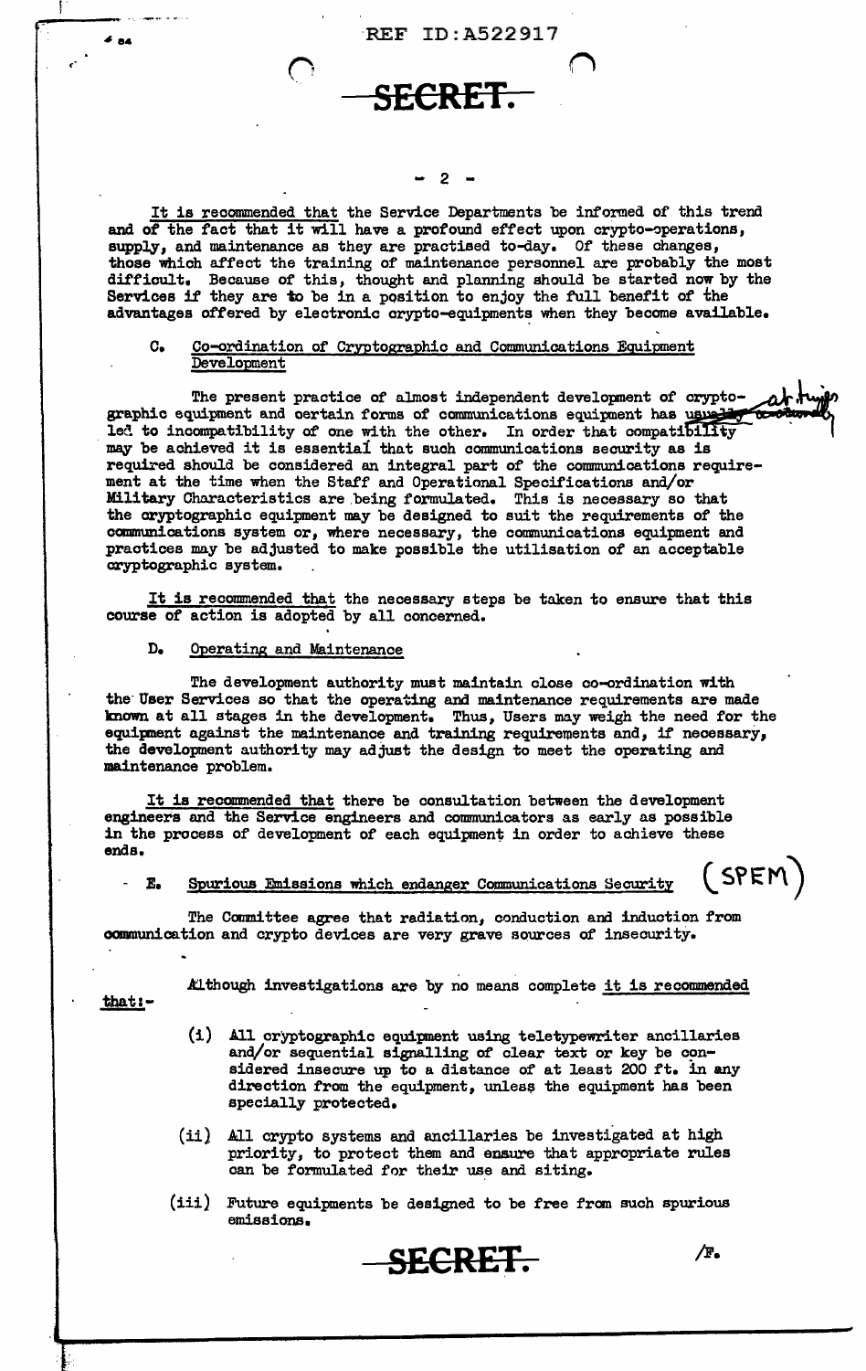It is recommended that the Service Departments be informed of this trend and of the fact that it will have a profound effect upon crypto-operations, supply, and maintenance as they are practised to-day. Of these changes, those which affect the training of maintenance personnel are probably the most difficult. Because of this, thought and planning should be started now by the Services if they are to be in a position to enjoy the full benefit of the advantages offered by electronic crypto-equipments when they become available.

### C. Co-ordination of Cryptographic and Communications Equipment Development

The present practice of almost independent development of cryptographic equipment and certain forms of communications equipment has usually led to incompatibility of one with the other. In order that compatibility may be achieved it is essential that such communications security as is required should be considered an integral part of the communications requirement at the time when the Staff and Operational Specifications and/or Military Characteristics are being formulated. This is necessary so that the cryptographic equipment may be designed to suit the requirements of the communications system or, where necessary, the communications equipment and practices may be adjusted to make possible the utilisation of an acceptable cryptographic system.

It is recommended that the necessary steps be taken to ensure that this course of action is adopted by all concerned.

### D. Operating and Maintenance

The development authority must maintain close co-ordination with the User Services so that the operating and maintenance requirements are made known at all stages in the development. Thus, Users may weigh the need for the equipment against the maintenance and training requirements and, if necessary, the development authority may adjust the design to meet the operating and maintenance problem.

It is recommended that there be consultation between the development engineers and the Service engineers and communicators as early as possible in the process of development of each equipment in order to achieve these ends.

### E. Spurious Emissions which endanger Communications Security (SPEM)

The Committee agree that radiation, conduction and induction from communication and crypto devices are very grave sources of insecurity.

Although investigations are by no means complete it is recommended that:-

(i) All cryptographic equipment using teletypewriter ancillaries and/or sequential signalling of clear text or key be considered insecure up to a distance of at least 200 ft. in any direction from the equipment, unless the equipment has been specially protected.

(ii) All crypto systems and ancillaries be investigated at high priority, to protect them and ensure that appropriate rules can be formulated for their use and siting.

(iii) Future equipments be designed to be free from such spurious emissions.

/F.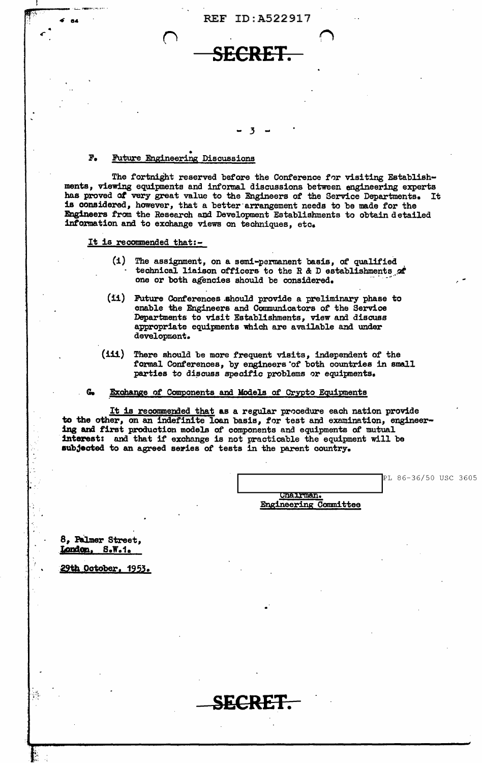SECRET

F. Future Engineering Discussions

The fortnight reserved before the Conference for visiting Establishments, viewing equipments and informal discussions between engineering experts has proved of very great value to the Engineers of the Service Departments. It is considered, however, that a better arrangement needs to be made for the Engineers from the Research and Development Establishments to obtain detailed information and to exchange views on techniques, etc.

It is recommended that:-

(i) The assignment, on a semi-permanent basis, of qualified technical liaison officers to the R & D establishments of one or both agencies should be considered.

(ii) Future Conferences should provide a preliminary phase to enable the Engineers and Communicators of the Service Departments to visit Establishments, view and discuss appropriate equipments which are available and under development.

(iii) There should be more frequent visits, independent of the formal Conferences, by engineers of both countries in small parties to discuss specific problems or equipments.

G. Exchange of Components and Models of Crypto Equipments

It is recommended that as a regular procedure each nation provide to the other, on an indefinite loan basis, for test and examination, engineering and first production models of components and equipments of mutual interest: and that if exchange is not practicable the equipment will be subjected to an agreed series of tests in the parent country.

PL 86-36/50 USC 3605

Chairman.
Engineering Committee

8, Palmer Street,
London, S.W.1.

29th October, 1953.

SECRET